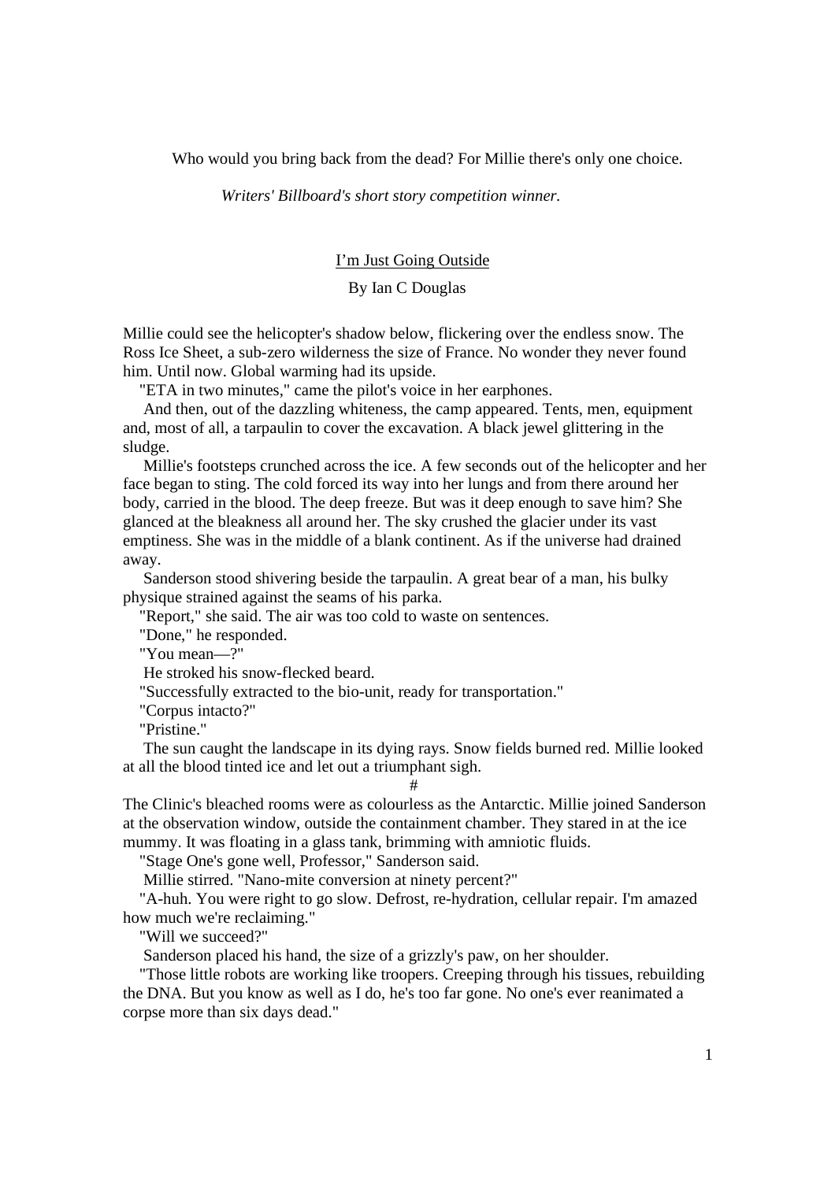Who would you bring back from the dead? For Millie there's only one choice.

*Writers' Billboard's short story competition winner.*

# I'm Just Going Outside

By Ian C Douglas

Millie could see the helicopter's shadow below, flickering over the endless snow. The Ross Ice Sheet, a sub-zero wilderness the size of France. No wonder they never found him. Until now. Global warming had its upside.

"ETA in two minutes," came the pilot's voice in her earphones.

And then, out of the dazzling whiteness, the camp appeared. Tents, men, equipment and, most of all, a tarpaulin to cover the excavation. A black jewel glittering in the sludge.

Millie's footsteps crunched across the ice. A few seconds out of the helicopter and her face began to sting. The cold forced its way into her lungs and from there around her body, carried in the blood. The deep freeze. But was it deep enough to save him? She glanced at the bleakness all around her. The sky crushed the glacier under its vast emptiness. She was in the middle of a blank continent. As if the universe had drained away.

Sanderson stood shivering beside the tarpaulin. A great bear of a man, his bulky physique strained against the seams of his parka.

"Report," she said. The air was too cold to waste on sentences.

"Done," he responded.

"You mean—?"

He stroked his snow-flecked beard.

"Successfully extracted to the bio-unit, ready for transportation."

"Corpus intacto?"

"Pristine."

The sun caught the landscape in its dying rays. Snow fields burned red. Millie looked at all the blood tinted ice and let out a triumphant sigh.

#

The Clinic's bleached rooms were as colourless as the Antarctic. Millie joined Sanderson at the observation window, outside the containment chamber. They stared in at the ice mummy. It was floating in a glass tank, brimming with amniotic fluids.

"Stage One's gone well, Professor," Sanderson said.

Millie stirred. "Nano-mite conversion at ninety percent?"

"A-huh. You were right to go slow. Defrost, re-hydration, cellular repair. I'm amazed how much we're reclaiming."

"Will we succeed?"

Sanderson placed his hand, the size of a grizzly's paw, on her shoulder.

"Those little robots are working like troopers. Creeping through his tissues, rebuilding the DNA. But you know as well as I do, he's too far gone. No one's ever reanimated a corpse more than six days dead."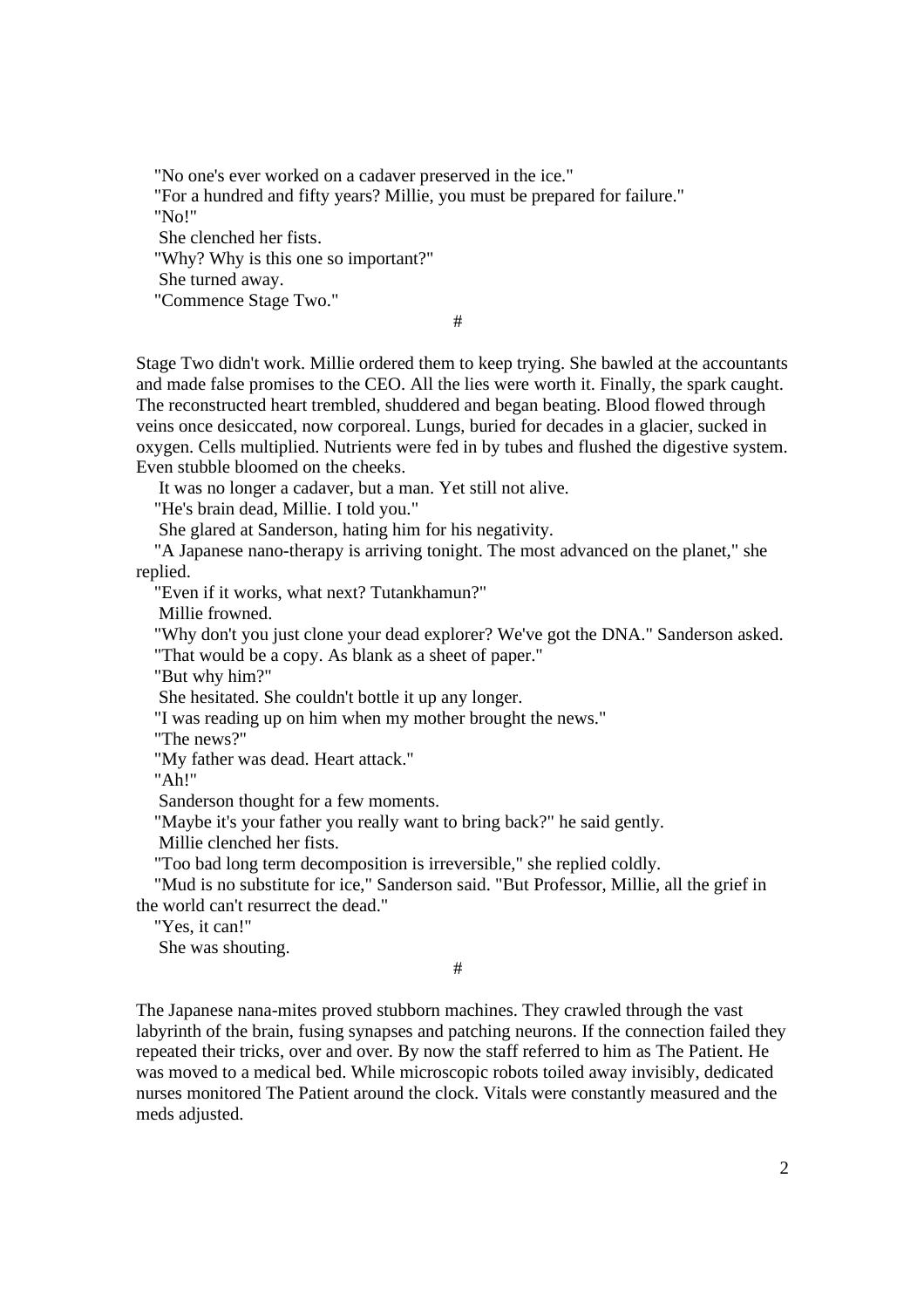"No one's ever worked on a cadaver preserved in the ice."

"For a hundred and fifty years? Millie, you must be prepared for failure."

"No!"

She clenched her fists.

"Why? Why is this one so important?"

She turned away.

"Commence Stage Two."

#

Stage Two didn't work. Millie ordered them to keep trying. She bawled at the accountants and made false promises to the CEO. All the lies were worth it. Finally, the spark caught. The reconstructed heart trembled, shuddered and began beating. Blood flowed through veins once desiccated, now corporeal. Lungs, buried for decades in a glacier, sucked in oxygen. Cells multiplied. Nutrients were fed in by tubes and flushed the digestive system. Even stubble bloomed on the cheeks.

It was no longer a cadaver, but a man. Yet still not alive.

"He's brain dead, Millie. I told you."

She glared at Sanderson, hating him for his negativity.

"A Japanese nano-therapy is arriving tonight. The most advanced on the planet," she replied.

"Even if it works, what next? Tutankhamun?"

Millie frowned.

"Why don't you just clone your dead explorer? We've got the DNA." Sanderson asked.

"That would be a copy. As blank as a sheet of paper."

"But why him?"

She hesitated. She couldn't bottle it up any longer.

"I was reading up on him when my mother brought the news."

"The news?"

"My father was dead. Heart attack."

"Ah!"

Sanderson thought for a few moments.

"Maybe it's your father you really want to bring back?" he said gently.

Millie clenched her fists.

"Too bad long term decomposition is irreversible," she replied coldly.

"Mud is no substitute for ice," Sanderson said. "But Professor, Millie, all the grief in the world can't resurrect the dead."

"Yes, it can!"

She was shouting.

#

The Japanese nana-mites proved stubborn machines. They crawled through the vast labyrinth of the brain, fusing synapses and patching neurons. If the connection failed they repeated their tricks, over and over. By now the staff referred to him as The Patient. He was moved to a medical bed. While microscopic robots toiled away invisibly, dedicated nurses monitored The Patient around the clock. Vitals were constantly measured and the meds adjusted.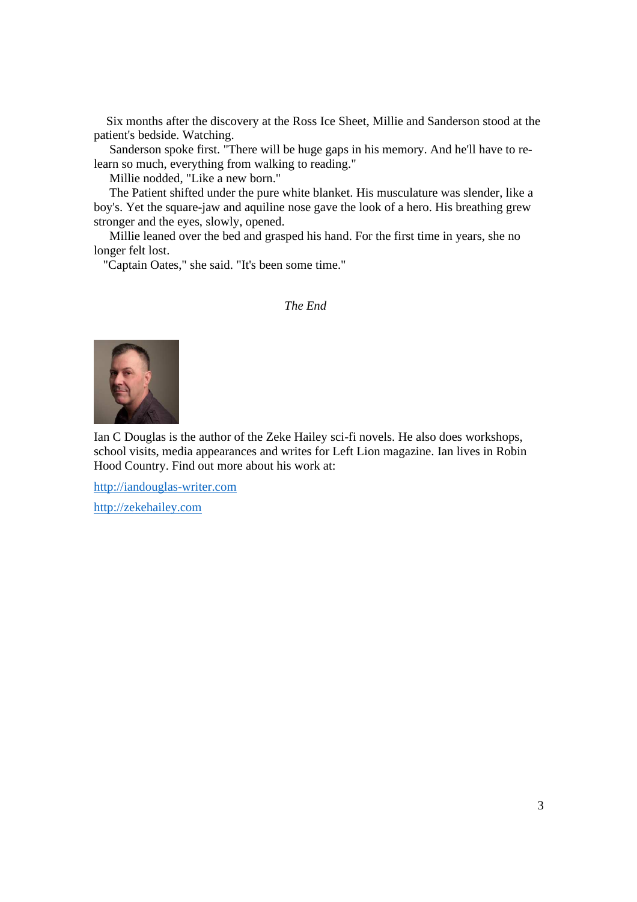Six months after the discovery at the Ross Ice Sheet, Millie and Sanderson stood at the patient's bedside. Watching.

Sanderson spoke first. "There will be huge gaps in his memory. And he'll have to re-learn so much, everything from walking to reading."

Millie nodded, "Like a new born."

The Patient shifted under the pure white blanket. His musculature was slender, like a boy's. Yet the square-jaw and aquiline nose gave the look of a hero. His breathing grew stronger and the eyes, slowly, opened.

Millie leaned over the bed and grasped his hand. For the first time in years, she no longer felt lost.

"Captain Oates," she said. "It's been some time."

*The End*

Ian C Douglas is the author of the Zeke Hailey sci-fi novels. He also does workshops, school visits, media appearances and writes for Left Lion magazine. Ian lives in Robin Hood Country. Find out more about his work at:

[http://iandouglas-writer.com](http://iandouglas-writer.com)

[http://zekehailey.com](http://zekehailey.com)